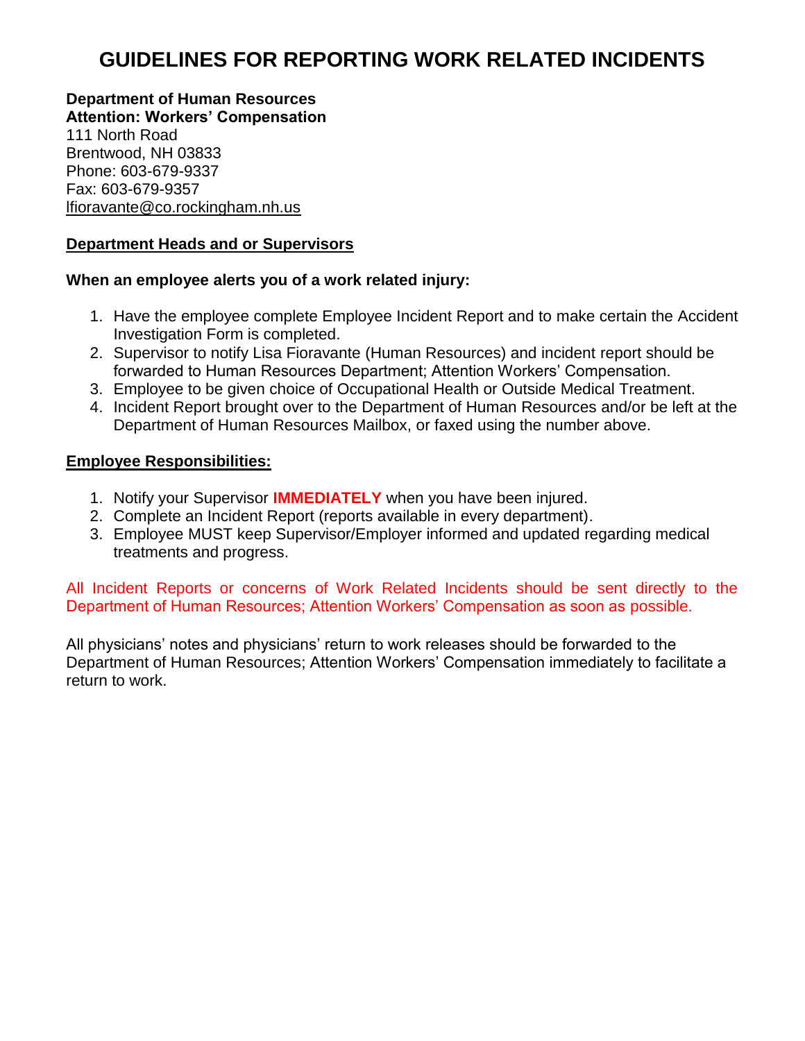# GUIDELINES FOR REPORTING WORK RELATED INCIDENTS

**Department of Human Resources**
**Attention: Workers' Compensation**
111 North Road
Brentwood, NH 03833
Phone: 603-679-9337
Fax: 603-679-9357
lfioravante@co.rockingham.nh.us

## Department Heads and or Supervisors

**When an employee alerts you of a work related injury:**

1. Have the employee complete Employee Incident Report and to make certain the Accident Investigation Form is completed.
2. Supervisor to notify Lisa Fioravante (Human Resources) and incident report should be forwarded to Human Resources Department; Attention Workers' Compensation.
3. Employee to be given choice of Occupational Health or Outside Medical Treatment.
4. Incident Report brought over to the Department of Human Resources and/or be left at the Department of Human Resources Mailbox, or faxed using the number above.

## Employee Responsibilities:

1. Notify your Supervisor **IMMEDIATELY** when you have been injured.
2. Complete an Incident Report (reports available in every department).
3. Employee MUST keep Supervisor/Employer informed and updated regarding medical treatments and progress.

All Incident Reports or concerns of Work Related Incidents should be sent directly to the Department of Human Resources; Attention Workers' Compensation as soon as possible.

All physicians' notes and physicians' return to work releases should be forwarded to the Department of Human Resources; Attention Workers' Compensation immediately to facilitate a return to work.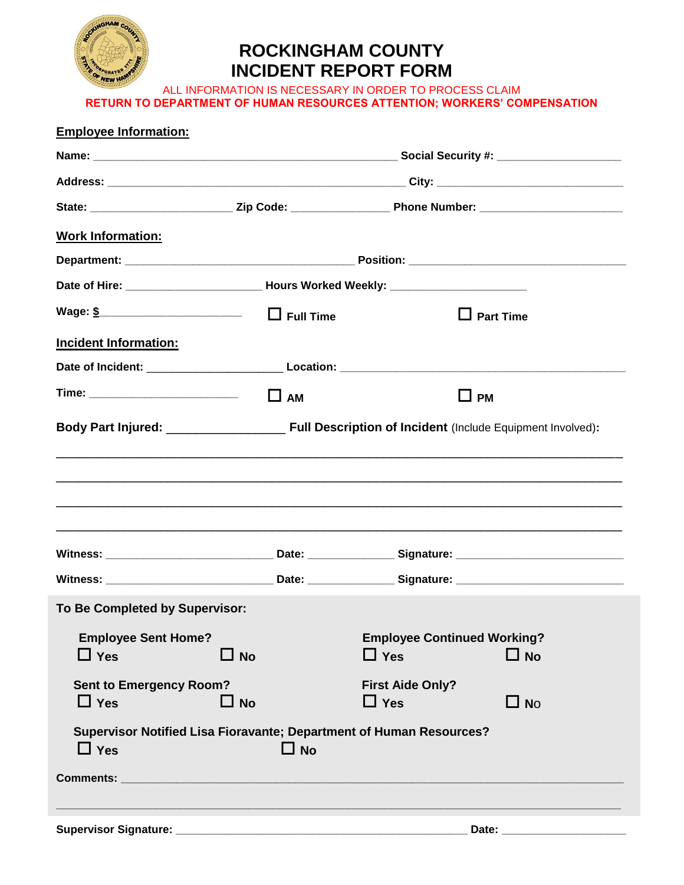# ROCKINGHAM COUNTY
# INCIDENT REPORT FORM

ALL INFORMATION IS NECESSARY IN ORDER TO PROCESS CLAIM

**RETURN TO DEPARTMENT OF HUMAN RESOURCES ATTENTION; WORKERS' COMPENSATION**

## Employee Information:

**Name:** ______________________________ **Social Security #:** ____________________

**Address:** ______________________________ **City:** ____________________

**State:** ______________ **Zip Code:** __________ **Phone Number:** ______________

## Work Information:

**Department:** ______________________ **Position:** ______________________

**Date of Hire:** ______________ **Hours Worked Weekly:** ______________

**Wage: $**______________ ☐ **Full Time** ☐ **Part Time**

## Incident Information:

**Date of Incident:** ______________ **Location:** ______________________

**Time:** ______________ ☐ **AM** ☐ **PM**

**Body Part Injured:** __________ **Full Description of Incident** (Include Equipment Involved)**:**

________________________________________________________________________

________________________________________________________________________

________________________________________________________________________

________________________________________________________________________

**Witness:** ________________ **Date:** __________ **Signature:** ________________

**Witness:** ________________ **Date:** __________ **Signature:** ________________

### To Be Completed by Supervisor:

**Employee Sent Home?** ☐ **Yes** ☐ **No**

**Employee Continued Working?** ☐ **Yes** ☐ **No**

**Sent to Emergency Room?** ☐ **Yes** ☐ **No**

**First Aide Only?** ☐ **Yes** ☐ **No**

**Supervisor Notified Lisa Fioravante; Department of Human Resources?** ☐ **Yes** ☐ **No**

**Comments:** ________________________________________________________________

________________________________________________________________________

**Supervisor Signature:** ______________________________ **Date:** ______________